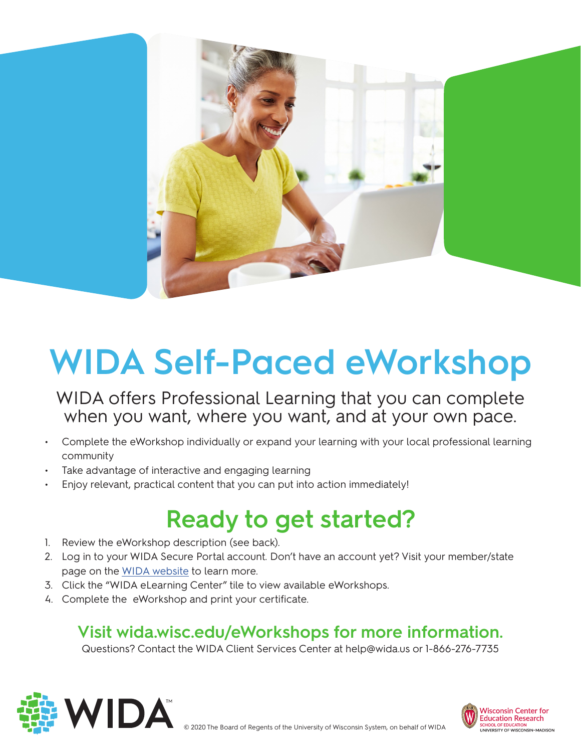# WIDA Self-Paced eWorkshop

WIDA offers Professional Learning that you can complete when you want, where you want, and at your own pace.

- Complete the eWorkshop individually or expand your learning with your local professional learning community
- Take advantage of interactive and engaging learning
- Enjoy relevant, practical content that you can put into action immediately!

## Ready to get started?

1. Review the eWorkshop description (see back).
2. Log in to your WIDA Secure Portal account. Don't have an account yet? Visit your member/state page on the WIDA website to learn more.
3. Click the "WIDA eLearning Center" tile to view available eWorkshops.
4. Complete the eWorkshop and print your certificate.

### Visit wida.wisc.edu/eWorkshops for more information.

Questions? Contact the WIDA Client Services Center at help@wida.us or 1-866-276-7735

WIDA™

© 2020 The Board of Regents of the University of Wisconsin System, on behalf of WIDA

Wisconsin Center for Education Research
SCHOOL OF EDUCATION
UNIVERSITY OF WISCONSIN–MADISON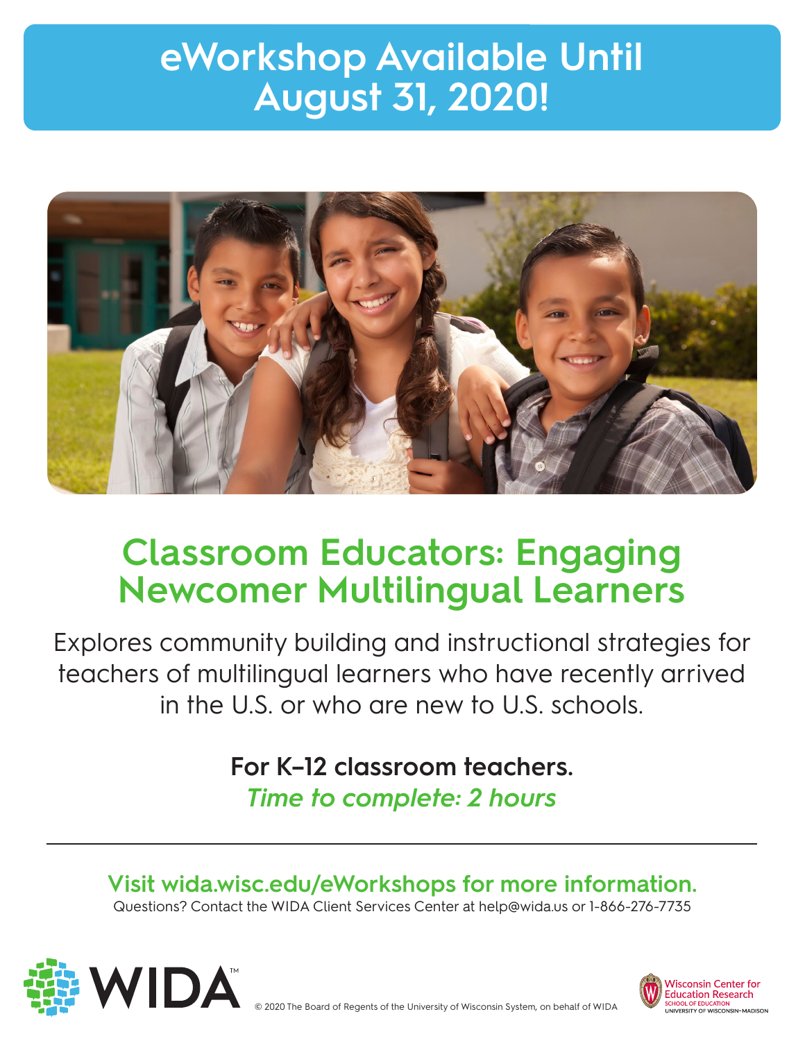# eWorkshop Available Until August 31, 2020!

## Classroom Educators: Engaging Newcomer Multilingual Learners

Explores community building and instructional strategies for teachers of multilingual learners who have recently arrived in the U.S. or who are new to U.S. schools.

**For K–12 classroom teachers.**

*Time to complete: 2 hours*

---

**Visit wida.wisc.edu/eWorkshops for more information.**

Questions? Contact the WIDA Client Services Center at help@wida.us or 1-866-276-7735

WIDA™

© 2020 The Board of Regents of the University of Wisconsin System, on behalf of WIDA

Wisconsin Center for Education Research
SCHOOL OF EDUCATION
UNIVERSITY OF WISCONSIN-MADISON